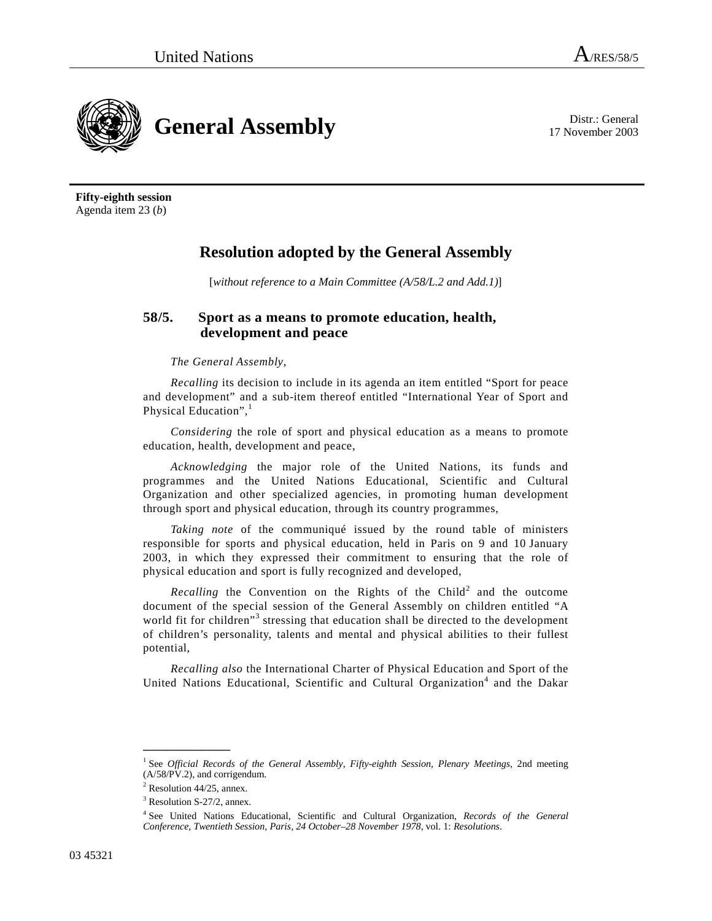United Nations A/RES/58/5

# General Assembly

Distr.: General
17 November 2003

**Fifty-eighth session**
Agenda item 23 (*b*)

## Resolution adopted by the General Assembly

[*without reference to a Main Committee (A/58/L.2 and Add.1)*]

### 58/5. Sport as a means to promote education, health, development and peace

*The General Assembly*,

*Recalling* its decision to include in its agenda an item entitled "Sport for peace and development" and a sub-item thereof entitled "International Year of Sport and Physical Education",[1]

*Considering* the role of sport and physical education as a means to promote education, health, development and peace,

*Acknowledging* the major role of the United Nations, its funds and programmes and the United Nations Educational, Scientific and Cultural Organization and other specialized agencies, in promoting human development through sport and physical education, through its country programmes,

*Taking note* of the communiqué issued by the round table of ministers responsible for sports and physical education, held in Paris on 9 and 10 January 2003, in which they expressed their commitment to ensuring that the role of physical education and sport is fully recognized and developed,

*Recalling* the Convention on the Rights of the Child[2] and the outcome document of the special session of the General Assembly on children entitled "A world fit for children"[3] stressing that education shall be directed to the development of children's personality, talents and mental and physical abilities to their fullest potential,

*Recalling also* the International Charter of Physical Education and Sport of the United Nations Educational, Scientific and Cultural Organization[4] and the Dakar

---

[1] See *Official Records of the General Assembly, Fifty-eighth Session, Plenary Meetings*, 2nd meeting (A/58/PV.2), and corrigendum.

[2] Resolution 44/25, annex.

[3] Resolution S-27/2, annex.

[4] See United Nations Educational, Scientific and Cultural Organization, *Records of the General Conference, Twentieth Session, Paris, 24 October–28 November 1978*, vol. 1: *Resolutions*.

03 45321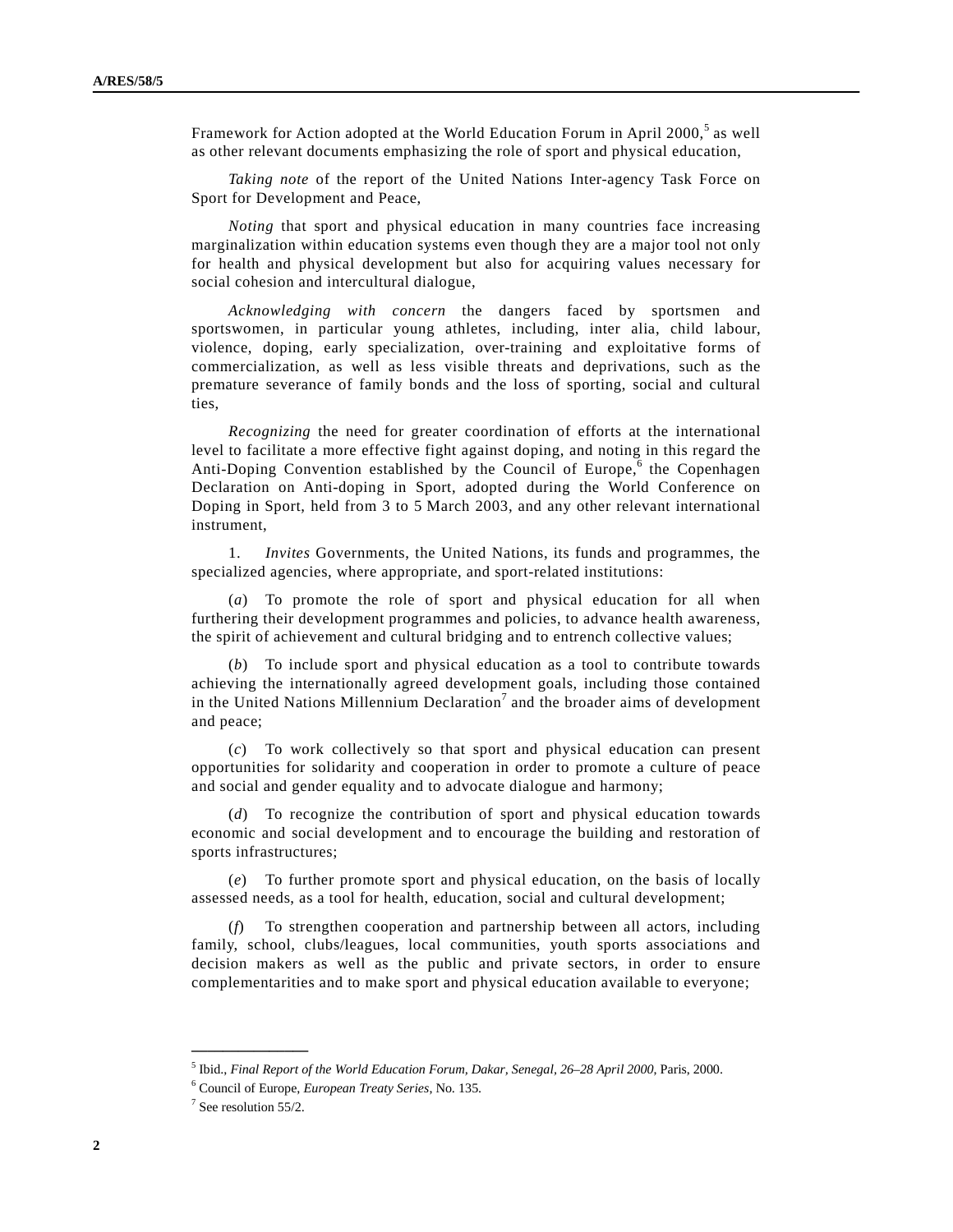Framework for Action adopted at the World Education Forum in April 2000,[5] as well as other relevant documents emphasizing the role of sport and physical education,

*Taking note* of the report of the United Nations Inter-agency Task Force on Sport for Development and Peace,

*Noting* that sport and physical education in many countries face increasing marginalization within education systems even though they are a major tool not only for health and physical development but also for acquiring values necessary for social cohesion and intercultural dialogue,

*Acknowledging with concern* the dangers faced by sportsmen and sportswomen, in particular young athletes, including, inter alia, child labour, violence, doping, early specialization, over-training and exploitative forms of commercialization, as well as less visible threats and deprivations, such as the premature severance of family bonds and the loss of sporting, social and cultural ties,

*Recognizing* the need for greater coordination of efforts at the international level to facilitate a more effective fight against doping, and noting in this regard the Anti-Doping Convention established by the Council of Europe,[6] the Copenhagen Declaration on Anti-doping in Sport, adopted during the World Conference on Doping in Sport, held from 3 to 5 March 2003, and any other relevant international instrument,

1. *Invites* Governments, the United Nations, its funds and programmes, the specialized agencies, where appropriate, and sport-related institutions:

(*a*) To promote the role of sport and physical education for all when furthering their development programmes and policies, to advance health awareness, the spirit of achievement and cultural bridging and to entrench collective values;

(*b*) To include sport and physical education as a tool to contribute towards achieving the internationally agreed development goals, including those contained in the United Nations Millennium Declaration[7] and the broader aims of development and peace;

(*c*) To work collectively so that sport and physical education can present opportunities for solidarity and cooperation in order to promote a culture of peace and social and gender equality and to advocate dialogue and harmony;

(*d*) To recognize the contribution of sport and physical education towards economic and social development and to encourage the building and restoration of sports infrastructures;

(*e*) To further promote sport and physical education, on the basis of locally assessed needs, as a tool for health, education, social and cultural development;

(*f*) To strengthen cooperation and partnership between all actors, including family, school, clubs/leagues, local communities, youth sports associations and decision makers as well as the public and private sectors, in order to ensure complementarities and to make sport and physical education available to everyone;

---

[5] Ibid., *Final Report of the World Education Forum, Dakar, Senegal, 26–28 April 2000*, Paris, 2000.

[6] Council of Europe, *European Treaty Series*, No. 135.

[7] See resolution 55/2.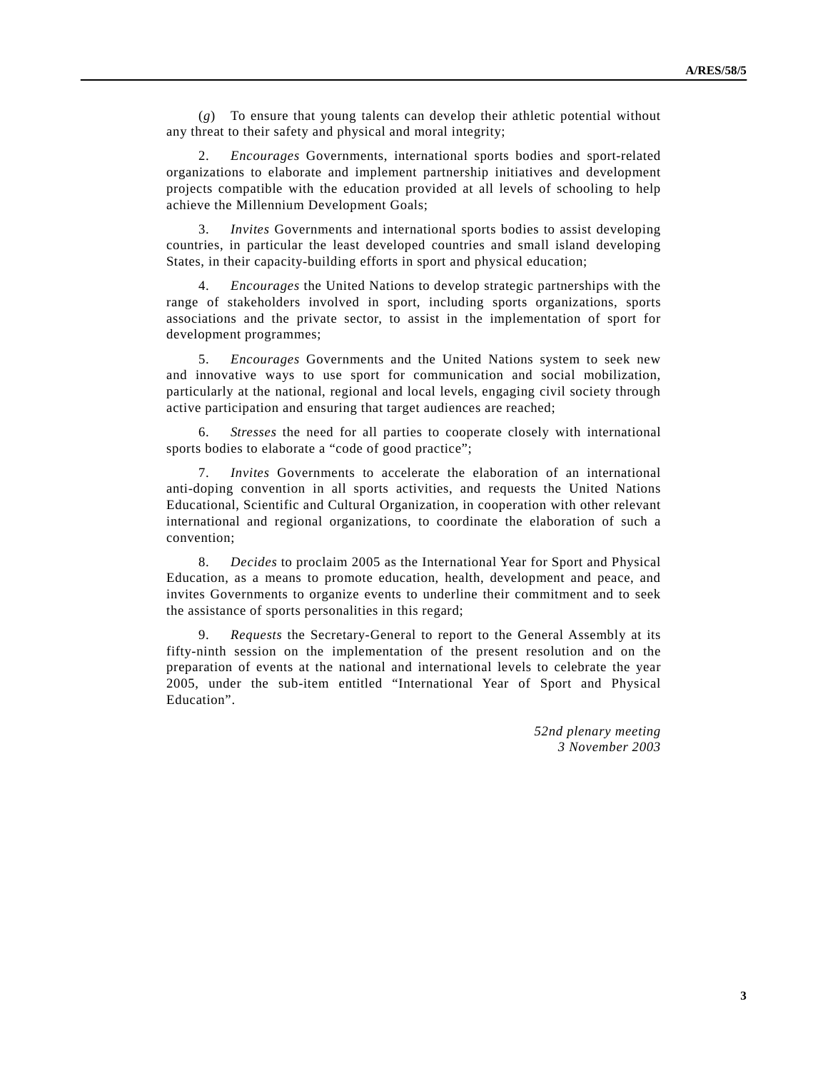(*g*) To ensure that young talents can develop their athletic potential without any threat to their safety and physical and moral integrity;

2. *Encourages* Governments, international sports bodies and sport-related organizations to elaborate and implement partnership initiatives and development projects compatible with the education provided at all levels of schooling to help achieve the Millennium Development Goals;

3. *Invites* Governments and international sports bodies to assist developing countries, in particular the least developed countries and small island developing States, in their capacity-building efforts in sport and physical education;

4. *Encourages* the United Nations to develop strategic partnerships with the range of stakeholders involved in sport, including sports organizations, sports associations and the private sector, to assist in the implementation of sport for development programmes;

5. *Encourages* Governments and the United Nations system to seek new and innovative ways to use sport for communication and social mobilization, particularly at the national, regional and local levels, engaging civil society through active participation and ensuring that target audiences are reached;

6. *Stresses* the need for all parties to cooperate closely with international sports bodies to elaborate a "code of good practice";

7. *Invites* Governments to accelerate the elaboration of an international anti-doping convention in all sports activities, and requests the United Nations Educational, Scientific and Cultural Organization, in cooperation with other relevant international and regional organizations, to coordinate the elaboration of such a convention;

8. *Decides* to proclaim 2005 as the International Year for Sport and Physical Education, as a means to promote education, health, development and peace, and invites Governments to organize events to underline their commitment and to seek the assistance of sports personalities in this regard;

9. *Requests* the Secretary-General to report to the General Assembly at its fifty-ninth session on the implementation of the present resolution and on the preparation of events at the national and international levels to celebrate the year 2005, under the sub-item entitled "International Year of Sport and Physical Education".

*52nd plenary meeting*
*3 November 2003*